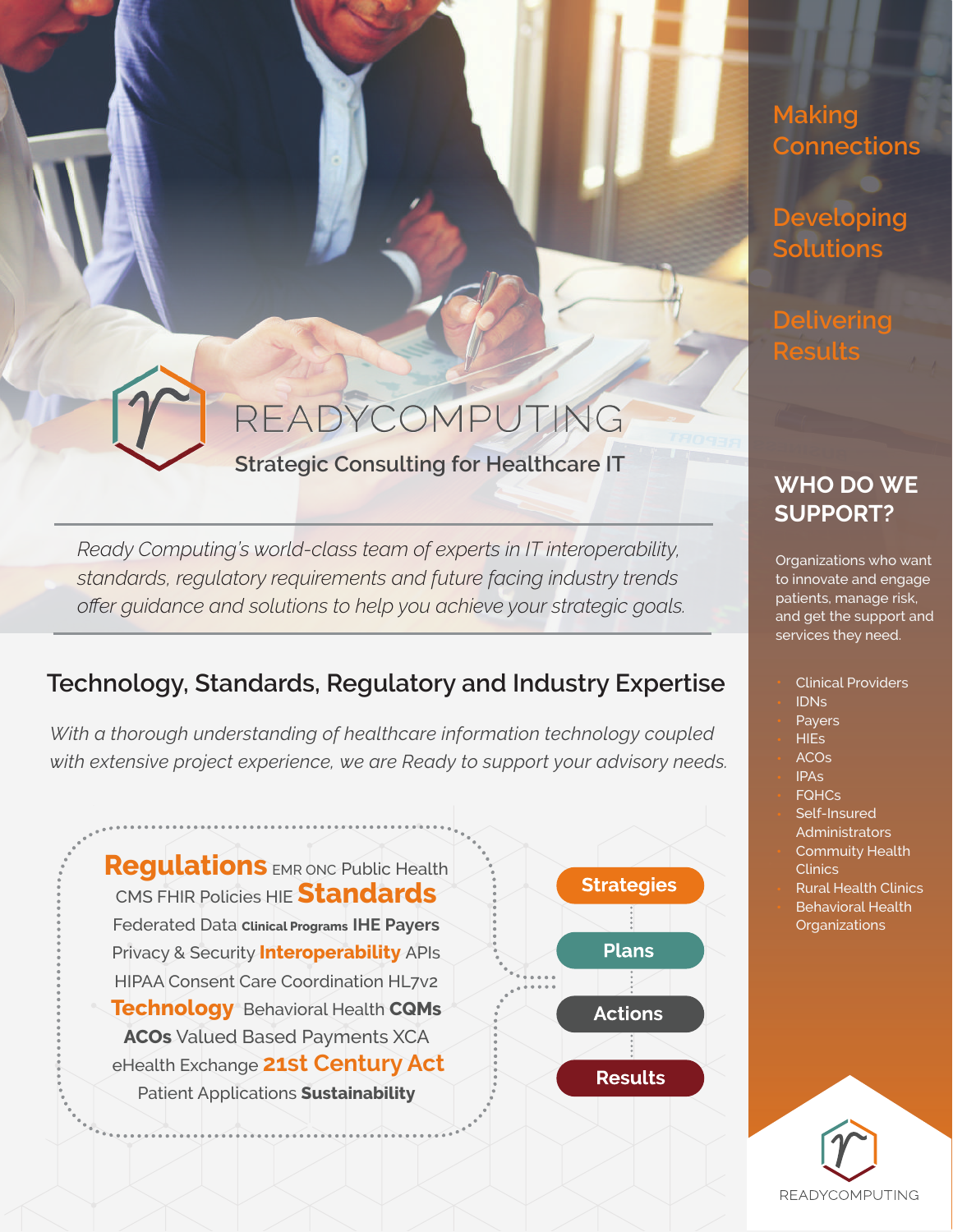# READYCOMPUTING

## Strategic Consulting for Healthcare IT

*Ready Computing's world-class team of experts in IT interoperability, standards, regulatory requirements and future facing industry trends offer guidance and solutions to help you achieve your strategic goals.*

## Technology, Standards, Regulatory and Industry Expertise

*With a thorough understanding of healthcare information technology coupled with extensive project experience, we are Ready to support your advisory needs.*

**Regulations** EMR ONC Public Health CMS FHIR Policies HIE **Standards** Federated Data **Clinical Programs** **IHE** **Payers** Privacy & Security **Interoperability** APIs HIPAA Consent Care Coordination HL7v2 **Technology** Behavioral Health **CQMs** **ACOs** Valued Based Payments XCA eHealth Exchange **21st Century Act** Patient Applications **Sustainability**

- Strategies
- Plans
- Actions
- Results

Making Connections

Developing Solutions

Delivering Results

## WHO DO WE SUPPORT?

Organizations who want to innovate and engage patients, manage risk, and get the support and services they need.

- Clinical Providers
- IDNs
- Payers
- HIEs
- ACOs
- IPAs
- FQHCs
- Self-Insured Administrators
- Commuity Health Clinics
- Rural Health Clinics
- Behavioral Health Organizations

READYCOMPUTING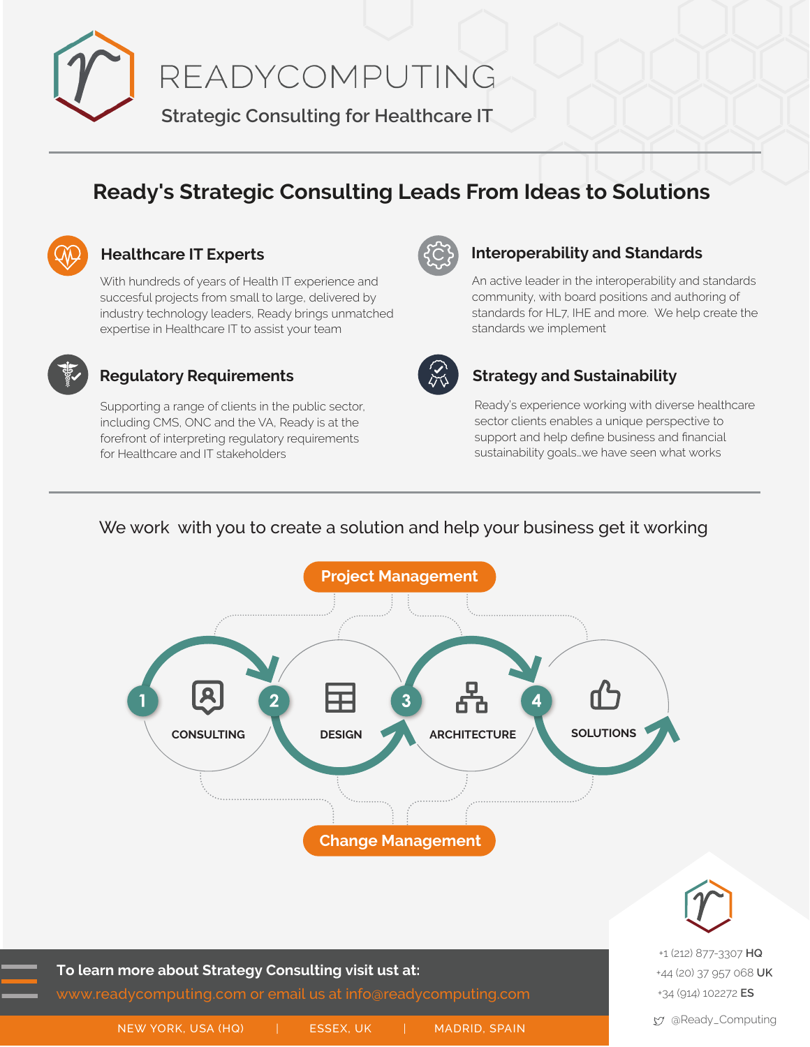# READYCOMPUTING

Strategic Consulting for Healthcare IT

## Ready's Strategic Consulting Leads From Ideas to Solutions

### Healthcare IT Experts

With hundreds of years of Health IT experience and succesful projects from small to large, delivered by industry technology leaders, Ready brings unmatched expertise in Healthcare IT to assist your team

### Interoperability and Standards

An active leader in the interoperability and standards community, with board positions and authoring of standards for HL7, IHE and more. We help create the standards we implement

### Regulatory Requirements

Supporting a range of clients in the public sector, including CMS, ONC and the VA, Ready is at the forefront of interpreting regulatory requirements for Healthcare and IT stakeholders

### Strategy and Sustainability

Ready's experience working with diverse healthcare sector clients enables a unique perspective to support and help define business and financial sustainability goals..we have seen what works

We work with you to create a solution and help your business get it working

Project Management

1 CONSULTING

2 DESIGN

3 ARCHITECTURE

4 SOLUTIONS

Change Management

**To learn more about Strategy Consulting visit ust at:**

www.readycomputing.com or email us at info@readycomputing.com

NEW YORK, USA (HQ) | ESSEX, UK | MADRID, SPAIN

+1 (212) 877-3307 **HQ**

+44 (20) 37 957 068 **UK**

+34 (914) 102272 **ES**

@Ready_Computing